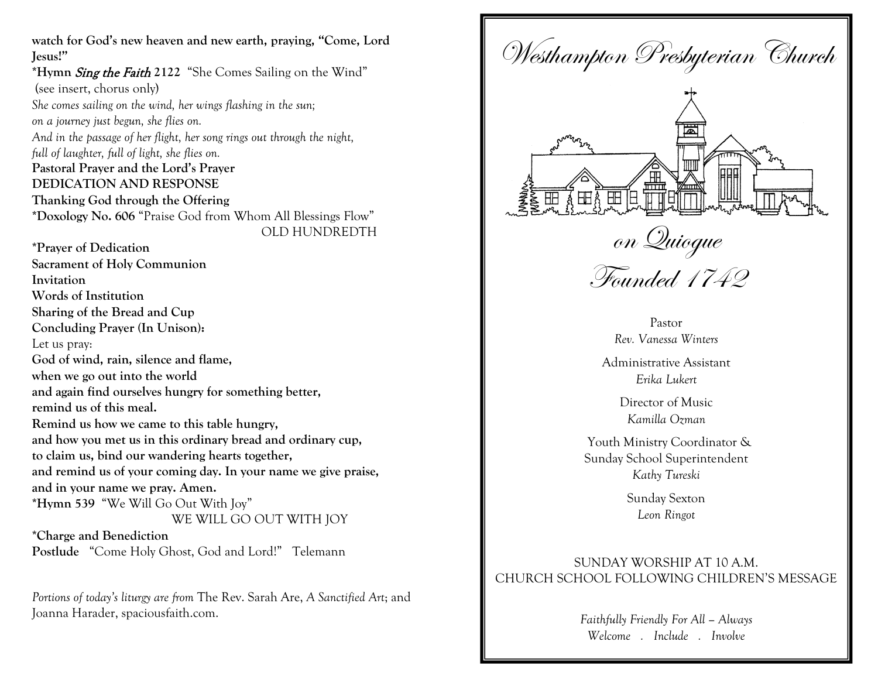watch for God's new heaven and new earth, praying, "Come, Lord Jesus!"

***Hymn** ***Sing the Faith*** **2122** "She Comes Sailing on the Wind" (see insert, chorus only)

*She comes sailing on the wind, her wings flashing in the sun;*
*on a journey just begun, she flies on.*
*And in the passage of her flight, her song rings out through the night,*
*full of laughter, full of light, she flies on.*

**Pastoral Prayer and the Lord's Prayer**

**DEDICATION AND RESPONSE**

**Thanking God through the Offering**

***Doxology No. 606** "Praise God from Whom All Blessings Flow"
OLD HUNDREDTH

***Prayer of Dedication**

**Sacrament of Holy Communion**

**Invitation**

**Words of Institution**

**Sharing of the Bread and Cup**

**Concluding Prayer (In Unison):**

Let us pray:

**God of wind, rain, silence and flame,**
**when we go out into the world**
**and again find ourselves hungry for something better,**
**remind us of this meal.**
**Remind us how we came to this table hungry,**
**and how you met us in this ordinary bread and ordinary cup,**
**to claim us, bind our wandering hearts together,**
**and remind us of your coming day. In your name we give praise,**
**and in your name we pray. Amen.**

***Hymn 539** "We Will Go Out With Joy"
WE WILL GO OUT WITH JOY

***Charge and Benediction**

**Postlude** "Come Holy Ghost, God and Lord!" Telemann

*Portions of today's liturgy are from* The Rev. Sarah Are, *A Sanctified Art*; and Joanna Harader, spaciousfaith.com.

# Westhampton Presbyterian Church

## on Quiogue

## Founded 1742

Pastor
*Rev. Vanessa Winters*

Administrative Assistant
*Erika Lukert*

Director of Music
*Kamilla Ozman*

Youth Ministry Coordinator &
Sunday School Superintendent
*Kathy Tureski*

Sunday Sexton
*Leon Ringot*

SUNDAY WORSHIP AT 10 A.M.
CHURCH SCHOOL FOLLOWING CHILDREN'S MESSAGE

*Faithfully Friendly For All – Always*
*Welcome . Include . Involve*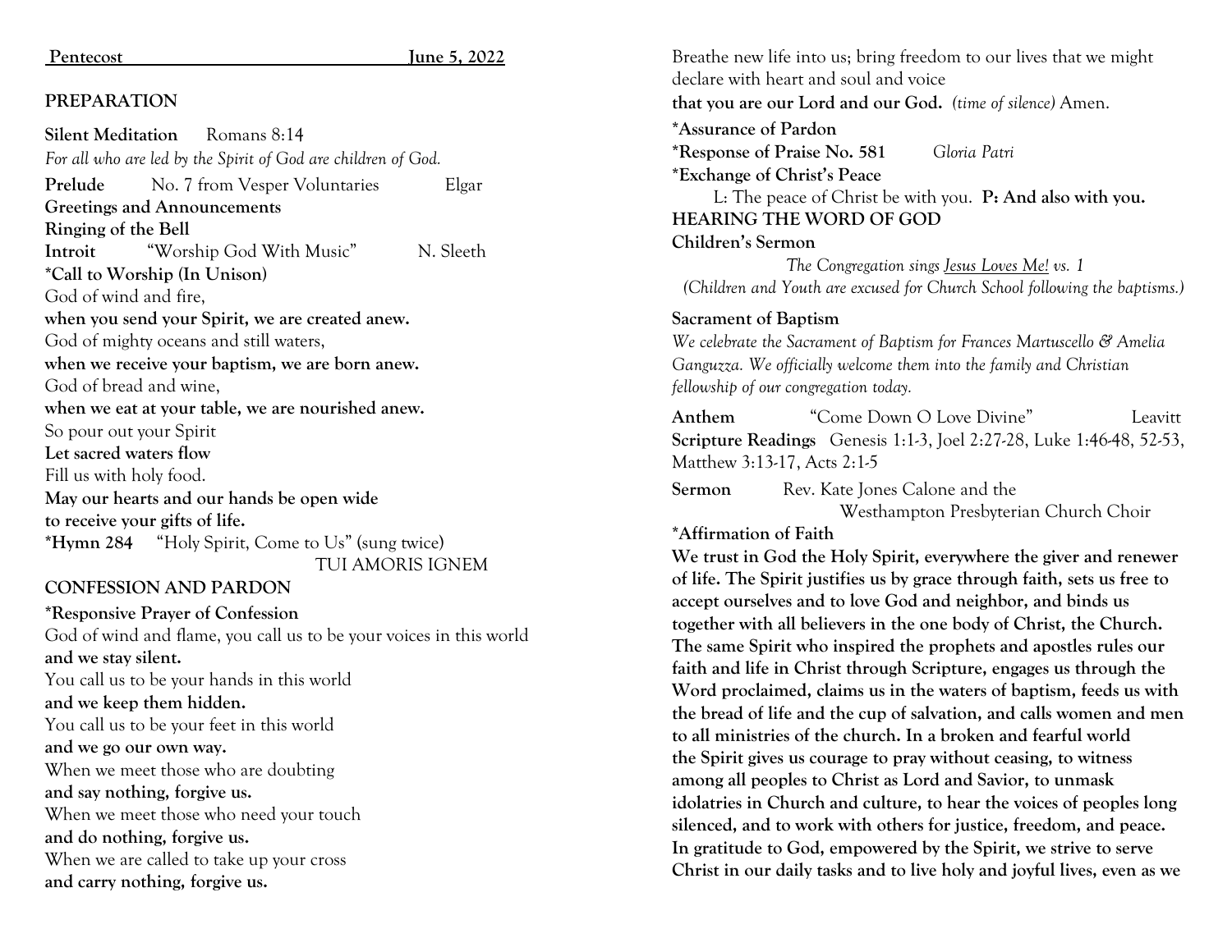**Pentecost June 5, 2022**

## PREPARATION

**Silent Meditation** Romans 8:14

*For all who are led by the Spirit of God are children of God.*

**Prelude** No. 7 from Vesper Voluntaries Elgar

**Greetings and Announcements**

**Ringing of the Bell**

**Introit** "Worship God With Music" N. Sleeth

**\*Call to Worship (In Unison)**

God of wind and fire,
**when you send your Spirit, we are created anew.**
God of mighty oceans and still waters,
**when we receive your baptism, we are born anew.**
God of bread and wine,
**when we eat at your table, we are nourished anew.**
So pour out your Spirit
**Let sacred waters flow**
Fill us with holy food.
**May our hearts and our hands be open wide**
**to receive your gifts of life.**

**\*Hymn 284** "Holy Spirit, Come to Us" (sung twice)
TUI AMORIS IGNEM

## CONFESSION AND PARDON

**\*Responsive Prayer of Confession**

God of wind and flame, you call us to be your voices in this world
**and we stay silent.**
You call us to be your hands in this world
**and we keep them hidden.**
You call us to be your feet in this world
**and we go our own way.**
When we meet those who are doubting
**and say nothing, forgive us.**
When we meet those who need your touch
**and do nothing, forgive us.**
When we are called to take up your cross
**and carry nothing, forgive us.**
Breathe new life into us; bring freedom to our lives that we might declare with heart and soul and voice
**that you are our Lord and our God.** *(time of silence)* Amen.

**\*Assurance of Pardon**

**\*Response of Praise No. 581** *Gloria Patri*

**\*Exchange of Christ's Peace**

L: The peace of Christ be with you. **P: And also with you.**

## HEARING THE WORD OF GOD

**Children's Sermon**

*The Congregation sings Jesus Loves Me! vs. 1*
*(Children and Youth are excused for Church School following the baptisms.)*

**Sacrament of Baptism**

*We celebrate the Sacrament of Baptism for Frances Martuscello & Amelia Ganguzza. We officially welcome them into the family and Christian fellowship of our congregation today.*

**Anthem** "Come Down O Love Divine" Leavitt

**Scripture Readings** Genesis 1:1-3, Joel 2:27-28, Luke 1:46-48, 52-53, Matthew 3:13-17, Acts 2:1-5

**Sermon** Rev. Kate Jones Calone and the Westhampton Presbyterian Church Choir

**\*Affirmation of Faith**

**We trust in God the Holy Spirit, everywhere the giver and renewer of life. The Spirit justifies us by grace through faith, sets us free to accept ourselves and to love God and neighbor, and binds us together with all believers in the one body of Christ, the Church. The same Spirit who inspired the prophets and apostles rules our faith and life in Christ through Scripture, engages us through the Word proclaimed, claims us in the waters of baptism, feeds us with the bread of life and the cup of salvation, and calls women and men to all ministries of the church. In a broken and fearful world the Spirit gives us courage to pray without ceasing, to witness among all peoples to Christ as Lord and Savior, to unmask idolatries in Church and culture, to hear the voices of peoples long silenced, and to work with others for justice, freedom, and peace. In gratitude to God, empowered by the Spirit, we strive to serve Christ in our daily tasks and to live holy and joyful lives, even as we**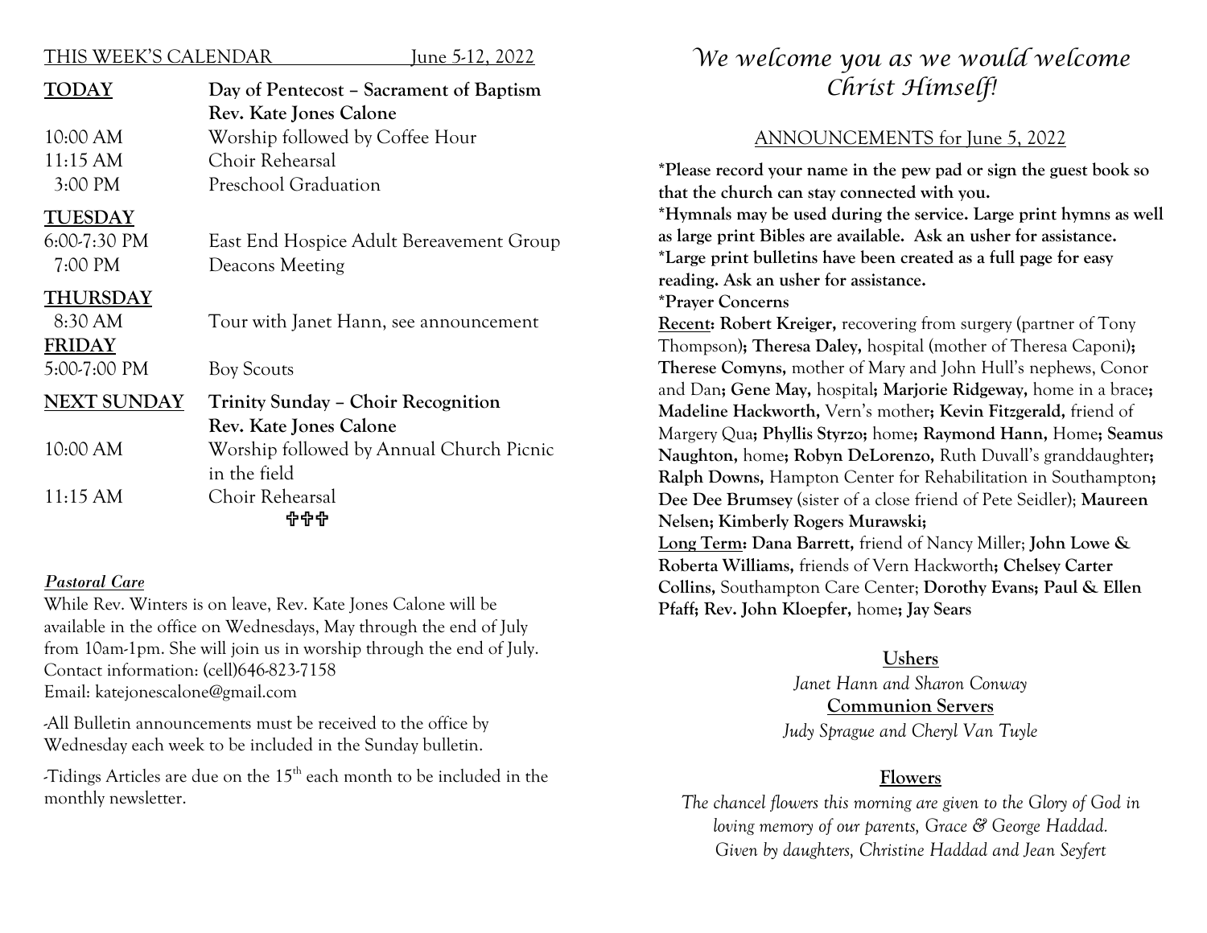THIS WEEK'S CALENDAR June 5-12, 2022

| | |
|---|---|
| **TODAY** | **Day of Pentecost – Sacrament of Baptism** |
| | **Rev. Kate Jones Calone** |
| 10:00 AM | Worship followed by Coffee Hour |
| 11:15 AM | Choir Rehearsal |
| 3:00 PM | Preschool Graduation |
| **TUESDAY** | |
| 6:00-7:30 PM | East End Hospice Adult Bereavement Group |
| 7:00 PM | Deacons Meeting |
| **THURSDAY** | |
| 8:30 AM | Tour with Janet Hann, see announcement |
| **FRIDAY** | |
| 5:00-7:00 PM | Boy Scouts |
| **NEXT SUNDAY** | **Trinity Sunday – Choir Recognition** |
| | **Rev. Kate Jones Calone** |
| 10:00 AM | Worship followed by Annual Church Picnic in the field |
| 11:15 AM | Choir Rehearsal |

✞✞✞

***Pastoral Care***

While Rev. Winters is on leave, Rev. Kate Jones Calone will be available in the office on Wednesdays, May through the end of July from 10am-1pm. She will join us in worship through the end of July.
Contact information: (cell)646-823-7158
Email: katejonescalone@gmail.com

-All Bulletin announcements must be received to the office by Wednesday each week to be included in the Sunday bulletin.

-Tidings Articles are due on the 15th each month to be included in the monthly newsletter.

# *We welcome you as we would welcome Christ Himself!*

## ANNOUNCEMENTS for June 5, 2022

**\*Please record your name in the pew pad or sign the guest book so that the church can stay connected with you.**
**\*Hymnals may be used during the service. Large print hymns as well as large print Bibles are available. Ask an usher for assistance.**
**\*Large print bulletins have been created as a full page for easy reading. Ask an usher for assistance.**
**\*Prayer Concerns**

**Recent: Robert Kreiger,** recovering from surgery (partner of Tony Thompson)**; Theresa Daley,** hospital (mother of Theresa Caponi)**; Therese Comyns,** mother of Mary and John Hull's nephews, Conor and Dan**; Gene May,** hospital**; Marjorie Ridgeway,** home in a brace**; Madeline Hackworth,** Vern's mother**; Kevin Fitzgerald,** friend of Margery Qua**; Phyllis Styrzo;** home**; Raymond Hann,** Home**; Seamus Naughton,** home**; Robyn DeLorenzo,** Ruth Duvall's granddaughter**; Ralph Downs,** Hampton Center for Rehabilitation in Southampton**; Dee Dee Brumsey** (sister of a close friend of Pete Seidler); **Maureen Nelsen; Kimberly Rogers Murawski;**

**Long Term: Dana Barrett,** friend of Nancy Miller; **John Lowe & Roberta Williams,** friends of Vern Hackworth**; Chelsey Carter Collins,** Southampton Care Center; **Dorothy Evans; Paul & Ellen Pfaff; Rev. John Kloepfer,** home**; Jay Sears**

### Ushers

*Janet Hann and Sharon Conway*

### Communion Servers

*Judy Sprague and Cheryl Van Tuyle*

### Flowers

*The chancel flowers this morning are given to the Glory of God in loving memory of our parents, Grace & George Haddad.*
*Given by daughters, Christine Haddad and Jean Seyfert*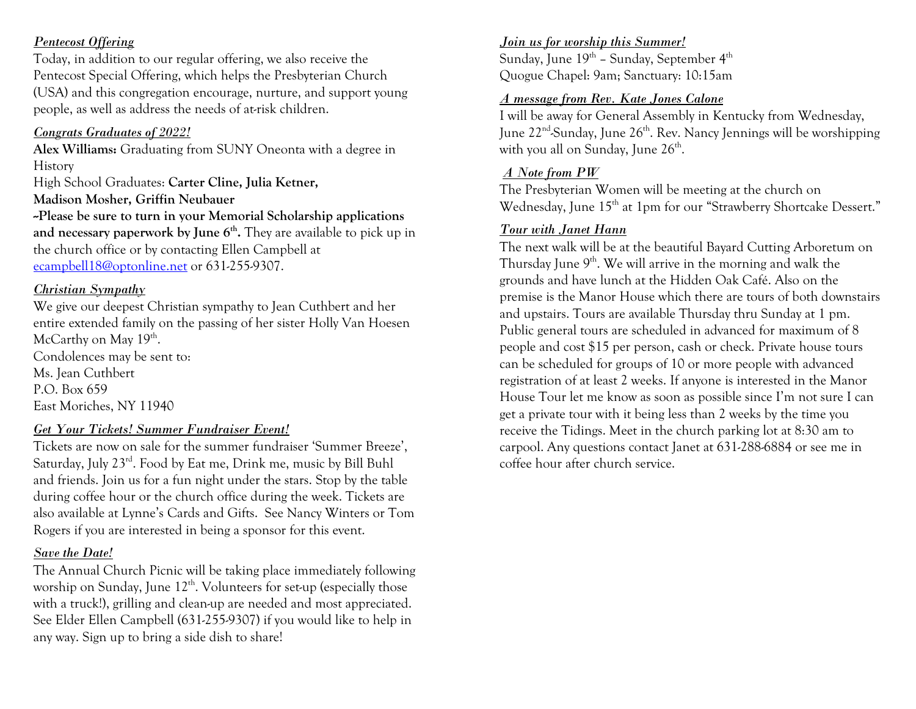***Pentecost Offering***

Today, in addition to our regular offering, we also receive the Pentecost Special Offering, which helps the Presbyterian Church (USA) and this congregation encourage, nurture, and support young people, as well as address the needs of at-risk children.

***Congrats Graduates of 2022!***

**Alex Williams:** Graduating from SUNY Oneonta with a degree in History

High School Graduates: **Carter Cline, Julia Ketner, Madison Mosher, Griffin Neubauer**

**~Please be sure to turn in your Memorial Scholarship applications and necessary paperwork by June 6th.** They are available to pick up in the church office or by contacting Ellen Campbell at ecampbell18@optonline.net or 631-255-9307.

***Christian Sympathy***

We give our deepest Christian sympathy to Jean Cuthbert and her entire extended family on the passing of her sister Holly Van Hoesen McCarthy on May 19th.

Condolences may be sent to:
Ms. Jean Cuthbert
P.O. Box 659
East Moriches, NY 11940

***Get Your Tickets! Summer Fundraiser Event!***

Tickets are now on sale for the summer fundraiser 'Summer Breeze', Saturday, July 23rd. Food by Eat me, Drink me, music by Bill Buhl and friends. Join us for a fun night under the stars. Stop by the table during coffee hour or the church office during the week. Tickets are also available at Lynne's Cards and Gifts. See Nancy Winters or Tom Rogers if you are interested in being a sponsor for this event.

***Save the Date!***

The Annual Church Picnic will be taking place immediately following worship on Sunday, June 12th. Volunteers for set-up (especially those with a truck!), grilling and clean-up are needed and most appreciated. See Elder Ellen Campbell (631-255-9307) if you would like to help in any way. Sign up to bring a side dish to share!

***Join us for worship this Summer!***

Sunday, June 19th – Sunday, September 4th
Quogue Chapel: 9am; Sanctuary: 10:15am

***A message from Rev. Kate Jones Calone***

I will be away for General Assembly in Kentucky from Wednesday, June 22nd-Sunday, June 26th. Rev. Nancy Jennings will be worshipping with you all on Sunday, June 26th.

***A Note from PW***

The Presbyterian Women will be meeting at the church on Wednesday, June 15th at 1pm for our "Strawberry Shortcake Dessert."

***Tour with Janet Hann***

The next walk will be at the beautiful Bayard Cutting Arboretum on Thursday June 9th. We will arrive in the morning and walk the grounds and have lunch at the Hidden Oak Café. Also on the premise is the Manor House which there are tours of both downstairs and upstairs. Tours are available Thursday thru Sunday at 1 pm. Public general tours are scheduled in advanced for maximum of 8 people and cost $15 per person, cash or check. Private house tours can be scheduled for groups of 10 or more people with advanced registration of at least 2 weeks. If anyone is interested in the Manor House Tour let me know as soon as possible since I'm not sure I can get a private tour with it being less than 2 weeks by the time you receive the Tidings. Meet in the church parking lot at 8:30 am to carpool. Any questions contact Janet at 631-288-6884 or see me in coffee hour after church service.